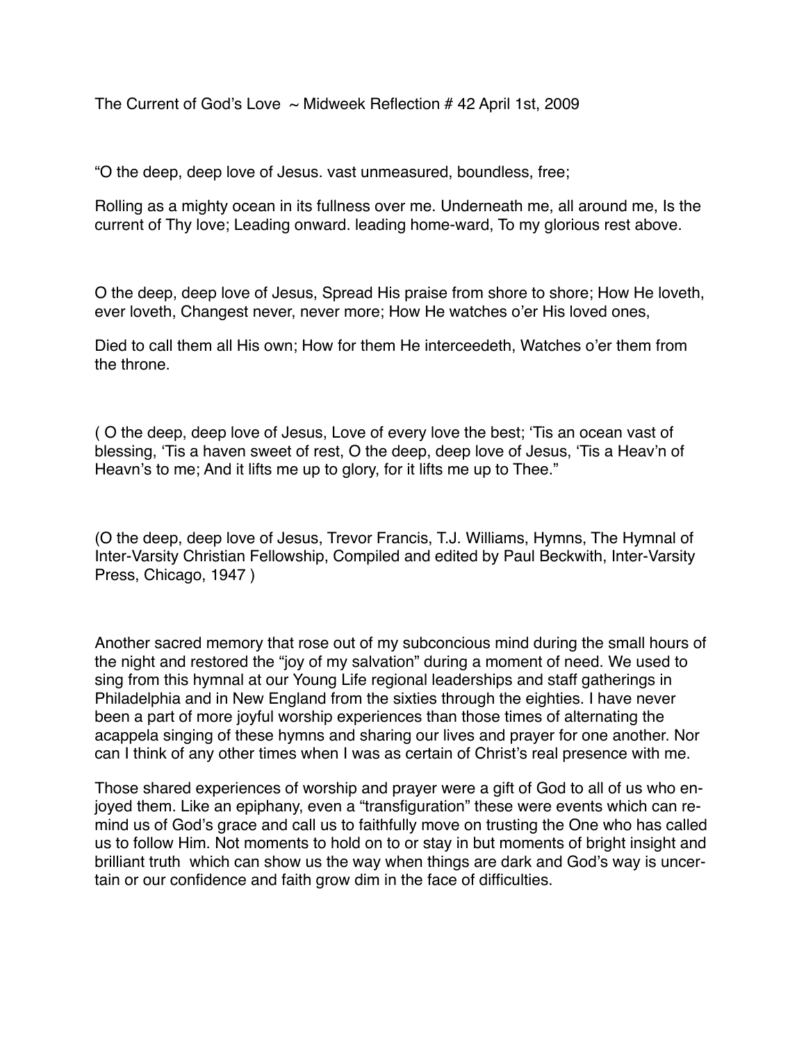The Current of God's Love ~ Midweek Reflection # 42 April 1st, 2009

"O the deep, deep love of Jesus. vast unmeasured, boundless, free;

Rolling as a mighty ocean in its fullness over me. Underneath me, all around me, Is the current of Thy love; Leading onward. leading home-ward, To my glorious rest above.

O the deep, deep love of Jesus, Spread His praise from shore to shore; How He loveth, ever loveth, Changest never, never more; How He watches o'er His loved ones,

Died to call them all His own; How for them He interceedeth, Watches o'er them from the throne.

( O the deep, deep love of Jesus, Love of every love the best; 'Tis an ocean vast of blessing, 'Tis a haven sweet of rest, O the deep, deep love of Jesus, 'Tis a Heav'n of Heavn's to me; And it lifts me up to glory, for it lifts me up to Thee."

(O the deep, deep love of Jesus, Trevor Francis, T.J. Williams, Hymns, The Hymnal of Inter-Varsity Christian Fellowship, Compiled and edited by Paul Beckwith, Inter-Varsity Press, Chicago, 1947 )

Another sacred memory that rose out of my subconcious mind during the small hours of the night and restored the "joy of my salvation" during a moment of need. We used to sing from this hymnal at our Young Life regional leaderships and staff gatherings in Philadelphia and in New England from the sixties through the eighties. I have never been a part of more joyful worship experiences than those times of alternating the acappela singing of these hymns and sharing our lives and prayer for one another. Nor can I think of any other times when I was as certain of Christ's real presence with me.

Those shared experiences of worship and prayer were a gift of God to all of us who enjoyed them. Like an epiphany, even a "transfiguration" these were events which can remind us of God's grace and call us to faithfully move on trusting the One who has called us to follow Him. Not moments to hold on to or stay in but moments of bright insight and brilliant truth which can show us the way when things are dark and God's way is uncertain or our confidence and faith grow dim in the face of difficulties.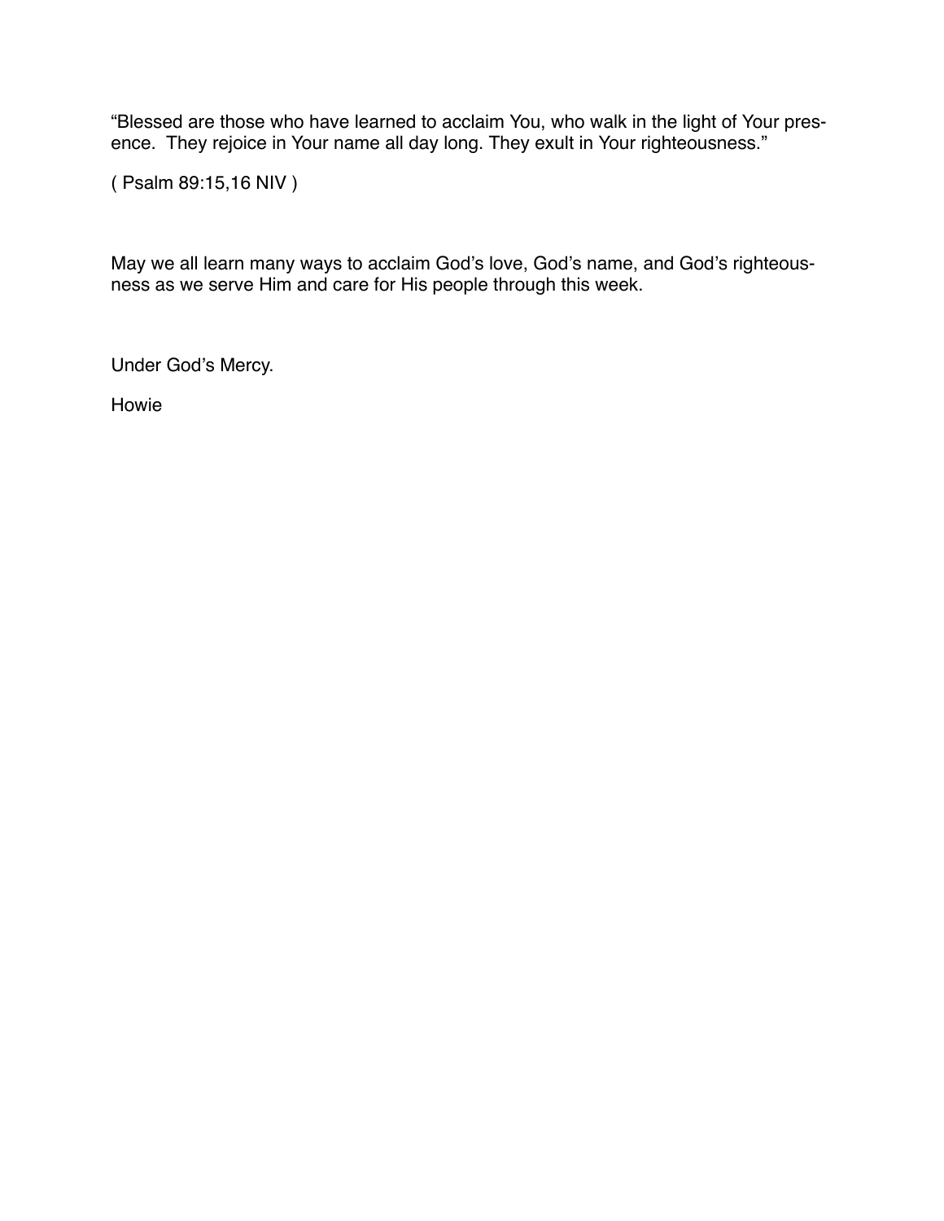“Blessed are those who have learned to acclaim You, who walk in the light of Your presence. They rejoice in Your name all day long. They exult in Your righteousness.”

( Psalm 89:15,16 NIV )

May we all learn many ways to acclaim God’s love, God’s name, and God’s righteousness as we serve Him and care for His people through this week.

Under God’s Mercy.

Howie